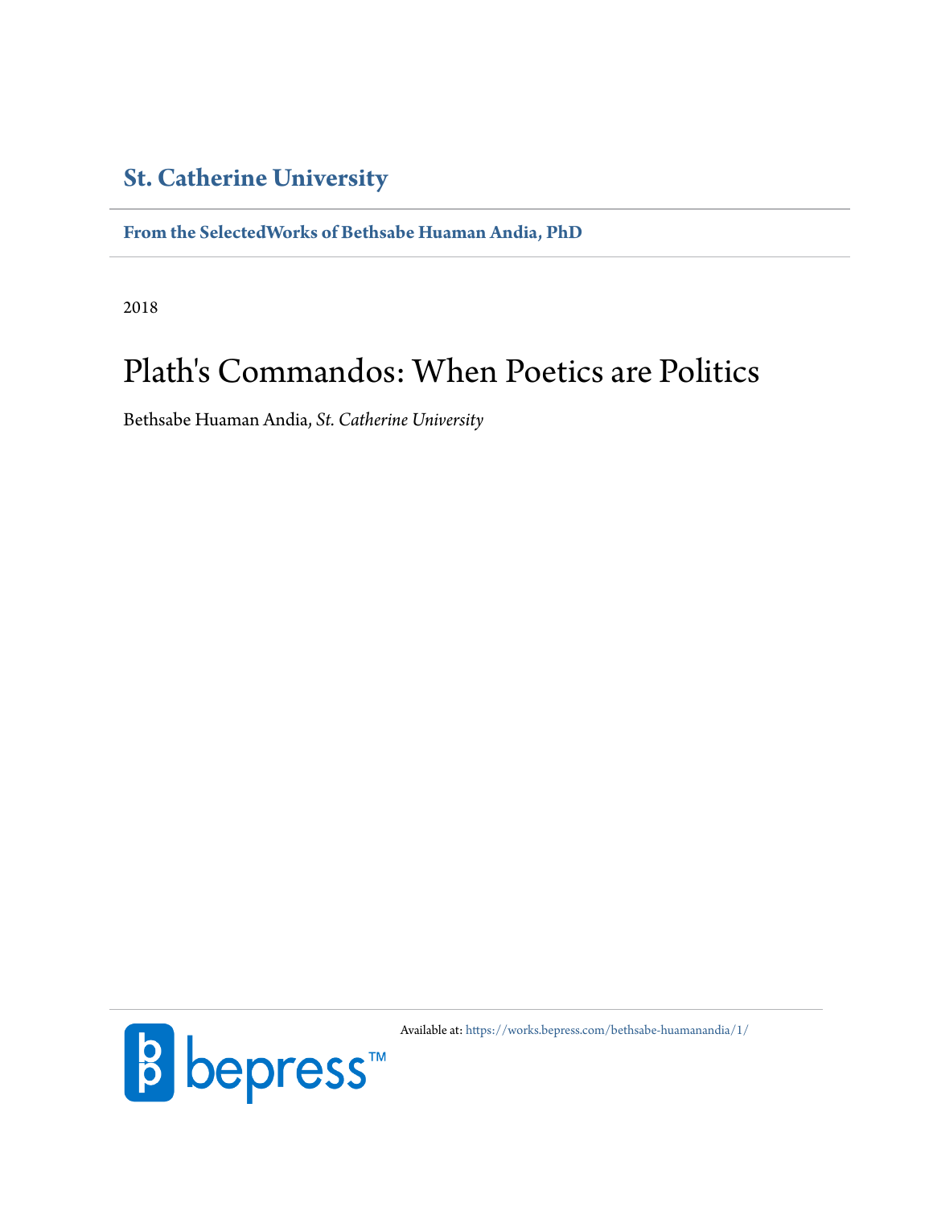**St. Catherine University**

**From the SelectedWorks of Bethsabe Huaman Andia, PhD**

2018

# Plath's Commandos: When Poetics are Politics

Bethsabe Huaman Andia, *St. Catherine University*

Available at: https://works.bepress.com/bethsabe-huamanandia/1/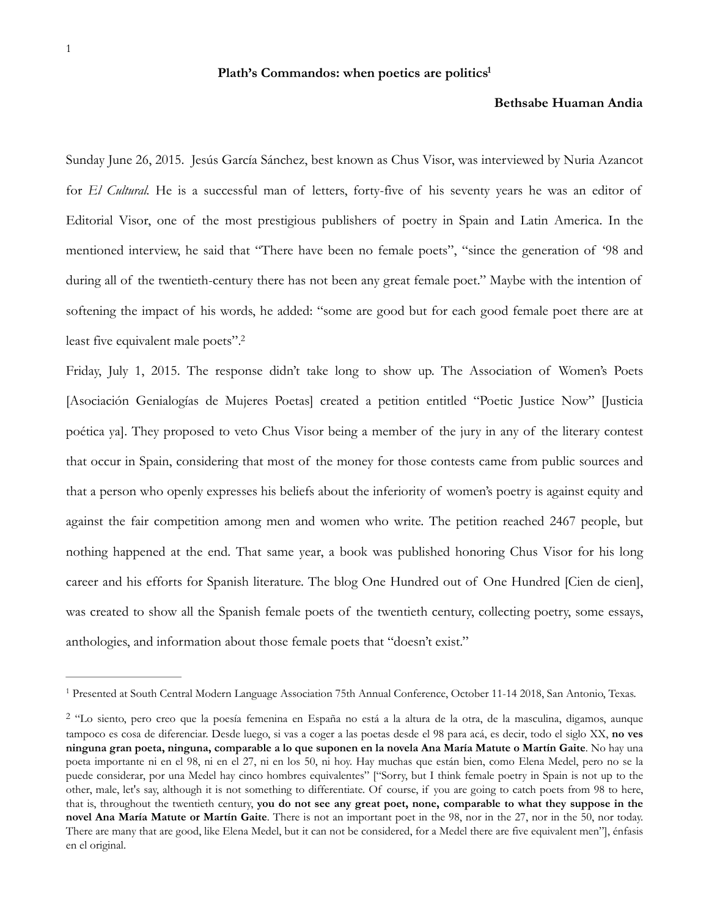**Plath's Commandos: when poetics are politics[1]**

**Bethsabe Huaman Andia**

Sunday June 26, 2015. Jesús García Sánchez, best known as Chus Visor, was interviewed by Nuria Azancot for *El Cultural.* He is a successful man of letters, forty-five of his seventy years he was an editor of Editorial Visor, one of the most prestigious publishers of poetry in Spain and Latin America. In the mentioned interview, he said that "There have been no female poets", "since the generation of '98 and during all of the twentieth-century there has not been any great female poet." Maybe with the intention of softening the impact of his words, he added: "some are good but for each good female poet there are at least five equivalent male poets".[2]

Friday, July 1, 2015. The response didn't take long to show up. The Association of Women's Poets [Asociación Genialogías de Mujeres Poetas] created a petition entitled "Poetic Justice Now" [Justicia poética ya]. They proposed to veto Chus Visor being a member of the jury in any of the literary contest that occur in Spain, considering that most of the money for those contests came from public sources and that a person who openly expresses his beliefs about the inferiority of women's poetry is against equity and against the fair competition among men and women who write. The petition reached 2467 people, but nothing happened at the end. That same year, a book was published honoring Chus Visor for his long career and his efforts for Spanish literature. The blog One Hundred out of One Hundred [Cien de cien], was created to show all the Spanish female poets of the twentieth century, collecting poetry, some essays, anthologies, and information about those female poets that "doesn't exist."

---

[1] Presented at South Central Modern Language Association 75th Annual Conference, October 11-14 2018, San Antonio, Texas.

[2] "Lo siento, pero creo que la poesía femenina en España no está a la altura de la otra, de la masculina, digamos, aunque tampoco es cosa de diferenciar. Desde luego, si vas a coger a las poetas desde el 98 para acá, es decir, todo el siglo XX, **no ves ninguna gran poeta, ninguna, comparable a lo que suponen en la novela Ana María Matute o Martín Gaite**. No hay una poeta importante ni en el 98, ni en el 27, ni en los 50, ni hoy. Hay muchas que están bien, como Elena Medel, pero no se la puede considerar, por una Medel hay cinco hombres equivalentes" ["Sorry, but I think female poetry in Spain is not up to the other, male, let's say, although it is not something to differentiate. Of course, if you are going to catch poets from 98 to here, that is, throughout the twentieth century, **you do not see any great poet, none, comparable to what they suppose in the novel Ana María Matute or Martín Gaite**. There is not an important poet in the 98, nor in the 27, nor in the 50, nor today. There are many that are good, like Elena Medel, but it can not be considered, for a Medel there are five equivalent men"], énfasis en el original.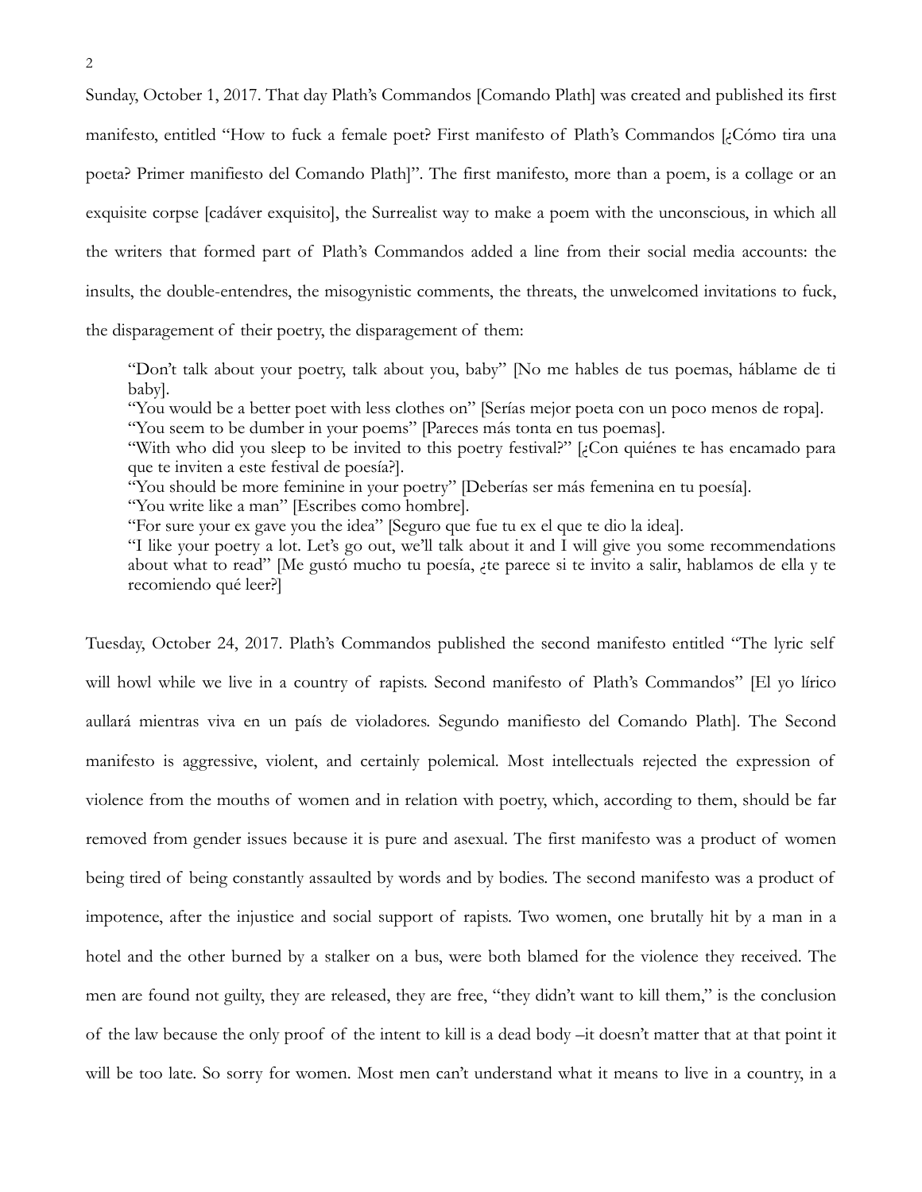Sunday, October 1, 2017. That day Plath's Commandos [Comando Plath] was created and published its first manifesto, entitled "How to fuck a female poet? First manifesto of Plath's Commandos [¿Cómo tira una poeta? Primer manifiesto del Comando Plath]". The first manifesto, more than a poem, is a collage or an exquisite corpse [cadáver exquisito], the Surrealist way to make a poem with the unconscious, in which all the writers that formed part of Plath's Commandos added a line from their social media accounts: the insults, the double-entendres, the misogynistic comments, the threats, the unwelcomed invitations to fuck, the disparagement of their poetry, the disparagement of them:

> "Don't talk about your poetry, talk about you, baby" [No me hables de tus poemas, háblame de ti baby].
> "You would be a better poet with less clothes on" [Serías mejor poeta con un poco menos de ropa].
> "You seem to be dumber in your poems" [Pareces más tonta en tus poemas].
> "With who did you sleep to be invited to this poetry festival?" [¿Con quiénes te has encamado para que te inviten a este festival de poesía?].
> "You should be more feminine in your poetry" [Deberías ser más femenina en tu poesía].
> "You write like a man" [Escribes como hombre].
> "For sure your ex gave you the idea" [Seguro que fue tu ex el que te dio la idea].
> "I like your poetry a lot. Let's go out, we'll talk about it and I will give you some recommendations about what to read" [Me gustó mucho tu poesía, ¿te parece si te invito a salir, hablamos de ella y te recomiendo qué leer?]

Tuesday, October 24, 2017. Plath's Commandos published the second manifesto entitled "The lyric self will howl while we live in a country of rapists. Second manifesto of Plath's Commandos" [El yo lírico aullará mientras viva en un país de violadores. Segundo manifiesto del Comando Plath]. The Second manifesto is aggressive, violent, and certainly polemical. Most intellectuals rejected the expression of violence from the mouths of women and in relation with poetry, which, according to them, should be far removed from gender issues because it is pure and asexual. The first manifesto was a product of women being tired of being constantly assaulted by words and by bodies. The second manifesto was a product of impotence, after the injustice and social support of rapists. Two women, one brutally hit by a man in a hotel and the other burned by a stalker on a bus, were both blamed for the violence they received. The men are found not guilty, they are released, they are free, "they didn't want to kill them," is the conclusion of the law because the only proof of the intent to kill is a dead body –it doesn't matter that at that point it will be too late. So sorry for women. Most men can't understand what it means to live in a country, in a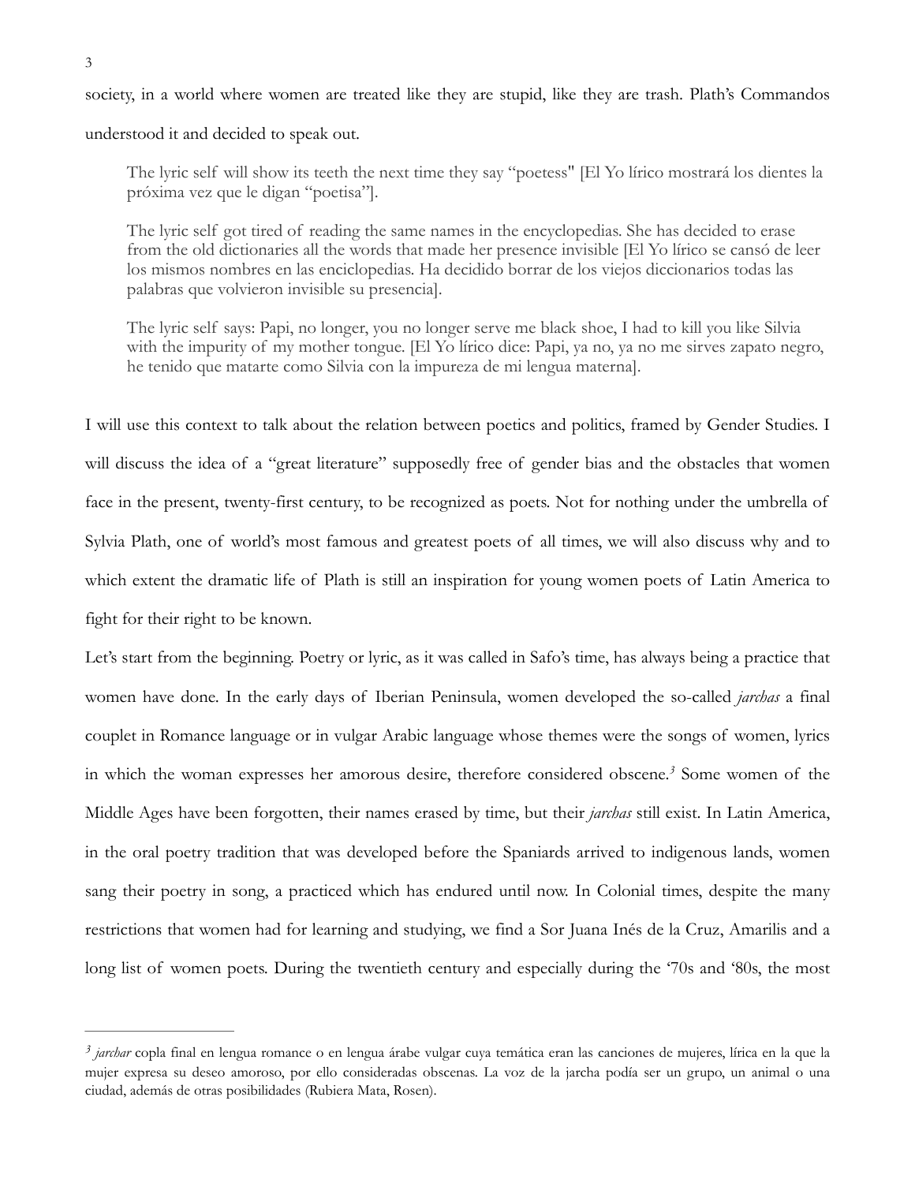society, in a world where women are treated like they are stupid, like they are trash. Plath's Commandos understood it and decided to speak out.

> The lyric self will show its teeth the next time they say "poetess" [El Yo lírico mostrará los dientes la próxima vez que le digan "poetisa"].
>
> The lyric self got tired of reading the same names in the encyclopedias. She has decided to erase from the old dictionaries all the words that made her presence invisible [El Yo lírico se cansó de leer los mismos nombres en las enciclopedias. Ha decidido borrar de los viejos diccionarios todas las palabras que volvieron invisible su presencia].
>
> The lyric self says: Papi, no longer, you no longer serve me black shoe, I had to kill you like Silvia with the impurity of my mother tongue. [El Yo lírico dice: Papi, ya no, ya no me sirves zapato negro, he tenido que matarte como Silvia con la impureza de mi lengua materna].

I will use this context to talk about the relation between poetics and politics, framed by Gender Studies. I will discuss the idea of a "great literature" supposedly free of gender bias and the obstacles that women face in the present, twenty-first century, to be recognized as poets. Not for nothing under the umbrella of Sylvia Plath, one of world's most famous and greatest poets of all times, we will also discuss why and to which extent the dramatic life of Plath is still an inspiration for young women poets of Latin America to fight for their right to be known.

Let's start from the beginning. Poetry or lyric, as it was called in Safo's time, has always being a practice that women have done. In the early days of Iberian Peninsula, women developed the so-called *jarchas* a final couplet in Romance language or in vulgar Arabic language whose themes were the songs of women, lyrics in which the woman expresses her amorous desire, therefore considered obscene.[3] Some women of the Middle Ages have been forgotten, their names erased by time, but their *jarchas* still exist. In Latin America, in the oral poetry tradition that was developed before the Spaniards arrived to indigenous lands, women sang their poetry in song, a practiced which has endured until now. In Colonial times, despite the many restrictions that women had for learning and studying, we find a Sor Juana Inés de la Cruz, Amarilis and a long list of women poets. During the twentieth century and especially during the '70s and '80s, the most

---

[3] *jarchar* copla final en lengua romance o en lengua árabe vulgar cuya temática eran las canciones de mujeres, lírica en la que la mujer expresa su deseo amoroso, por ello consideradas obscenas. La voz de la jarcha podía ser un grupo, un animal o una ciudad, además de otras posibilidades (Rubiera Mata, Rosen).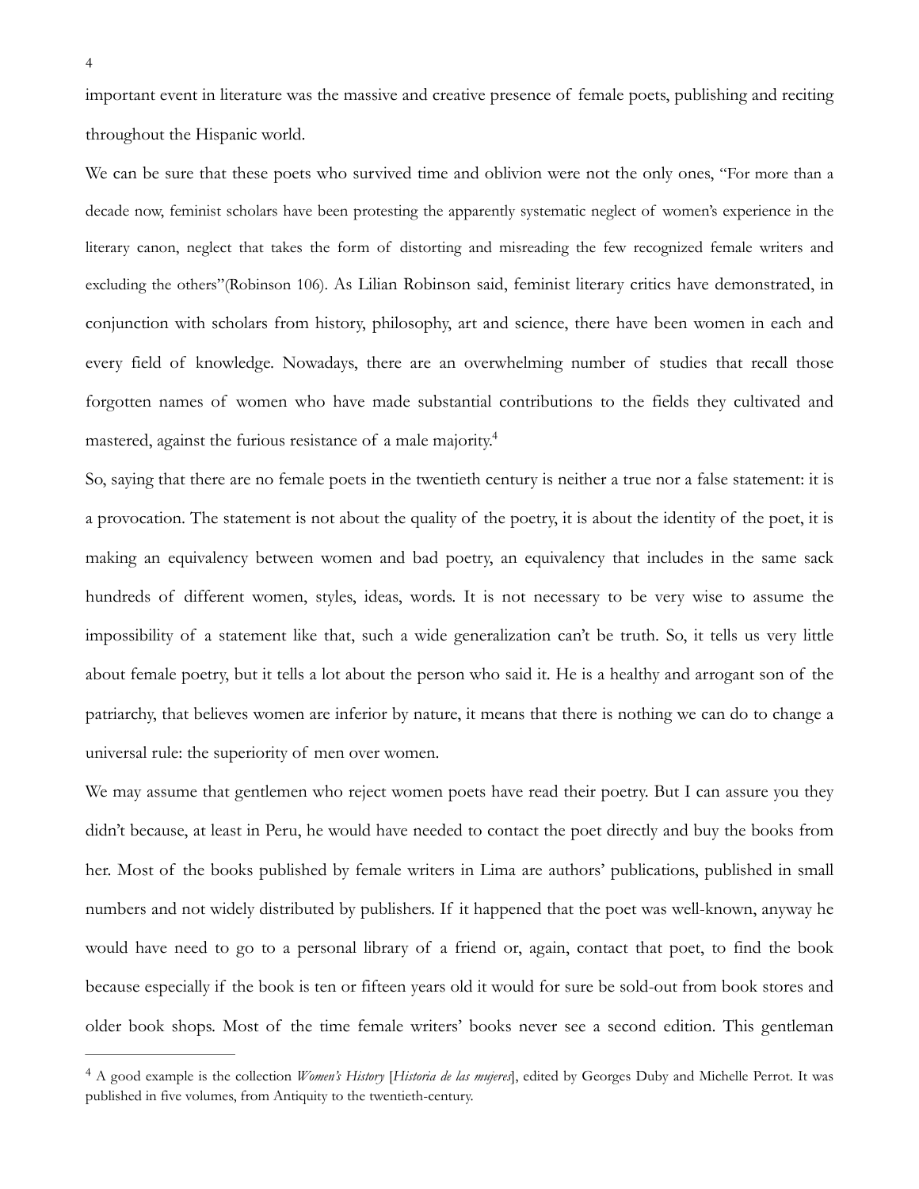important event in literature was the massive and creative presence of female poets, publishing and reciting throughout the Hispanic world.

We can be sure that these poets who survived time and oblivion were not the only ones, "For more than a decade now, feminist scholars have been protesting the apparently systematic neglect of women's experience in the literary canon, neglect that takes the form of distorting and misreading the few recognized female writers and excluding the others"(Robinson 106). As Lilian Robinson said, feminist literary critics have demonstrated, in conjunction with scholars from history, philosophy, art and science, there have been women in each and every field of knowledge. Nowadays, there are an overwhelming number of studies that recall those forgotten names of women who have made substantial contributions to the fields they cultivated and mastered, against the furious resistance of a male majority.[4]

So, saying that there are no female poets in the twentieth century is neither a true nor a false statement: it is a provocation. The statement is not about the quality of the poetry, it is about the identity of the poet, it is making an equivalency between women and bad poetry, an equivalency that includes in the same sack hundreds of different women, styles, ideas, words. It is not necessary to be very wise to assume the impossibility of a statement like that, such a wide generalization can't be truth. So, it tells us very little about female poetry, but it tells a lot about the person who said it. He is a healthy and arrogant son of the patriarchy, that believes women are inferior by nature, it means that there is nothing we can do to change a universal rule: the superiority of men over women.

We may assume that gentlemen who reject women poets have read their poetry. But I can assure you they didn't because, at least in Peru, he would have needed to contact the poet directly and buy the books from her. Most of the books published by female writers in Lima are authors' publications, published in small numbers and not widely distributed by publishers. If it happened that the poet was well-known, anyway he would have need to go to a personal library of a friend or, again, contact that poet, to find the book because especially if the book is ten or fifteen years old it would for sure be sold-out from book stores and older book shops. Most of the time female writers' books never see a second edition. This gentleman

---

[4] A good example is the collection *Women's History* [*Historia de las mujeres*], edited by Georges Duby and Michelle Perrot. It was published in five volumes, from Antiquity to the twentieth-century.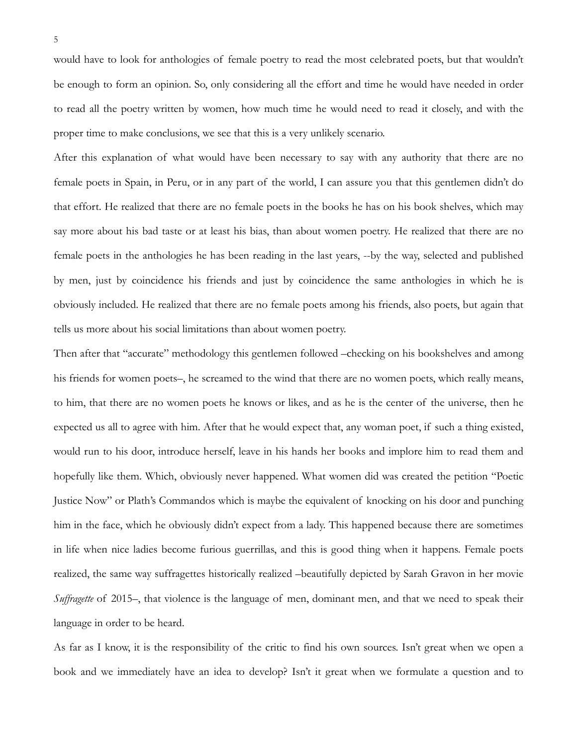would have to look for anthologies of female poetry to read the most celebrated poets, but that wouldn't be enough to form an opinion. So, only considering all the effort and time he would have needed in order to read all the poetry written by women, how much time he would need to read it closely, and with the proper time to make conclusions, we see that this is a very unlikely scenario.

After this explanation of what would have been necessary to say with any authority that there are no female poets in Spain, in Peru, or in any part of the world, I can assure you that this gentlemen didn't do that effort. He realized that there are no female poets in the books he has on his book shelves, which may say more about his bad taste or at least his bias, than about women poetry. He realized that there are no female poets in the anthologies he has been reading in the last years, --by the way, selected and published by men, just by coincidence his friends and just by coincidence the same anthologies in which he is obviously included. He realized that there are no female poets among his friends, also poets, but again that tells us more about his social limitations than about women poetry.

Then after that "accurate" methodology this gentlemen followed –checking on his bookshelves and among his friends for women poets–, he screamed to the wind that there are no women poets, which really means, to him, that there are no women poets he knows or likes, and as he is the center of the universe, then he expected us all to agree with him. After that he would expect that, any woman poet, if such a thing existed, would run to his door, introduce herself, leave in his hands her books and implore him to read them and hopefully like them. Which, obviously never happened. What women did was created the petition "Poetic Justice Now" or Plath's Commandos which is maybe the equivalent of knocking on his door and punching him in the face, which he obviously didn't expect from a lady. This happened because there are sometimes in life when nice ladies become furious guerrillas, and this is good thing when it happens. Female poets realized, the same way suffragettes historically realized –beautifully depicted by Sarah Gravon in her movie *Suffragette* of 2015–, that violence is the language of men, dominant men, and that we need to speak their language in order to be heard.

As far as I know, it is the responsibility of the critic to find his own sources. Isn't great when we open a book and we immediately have an idea to develop? Isn't it great when we formulate a question and to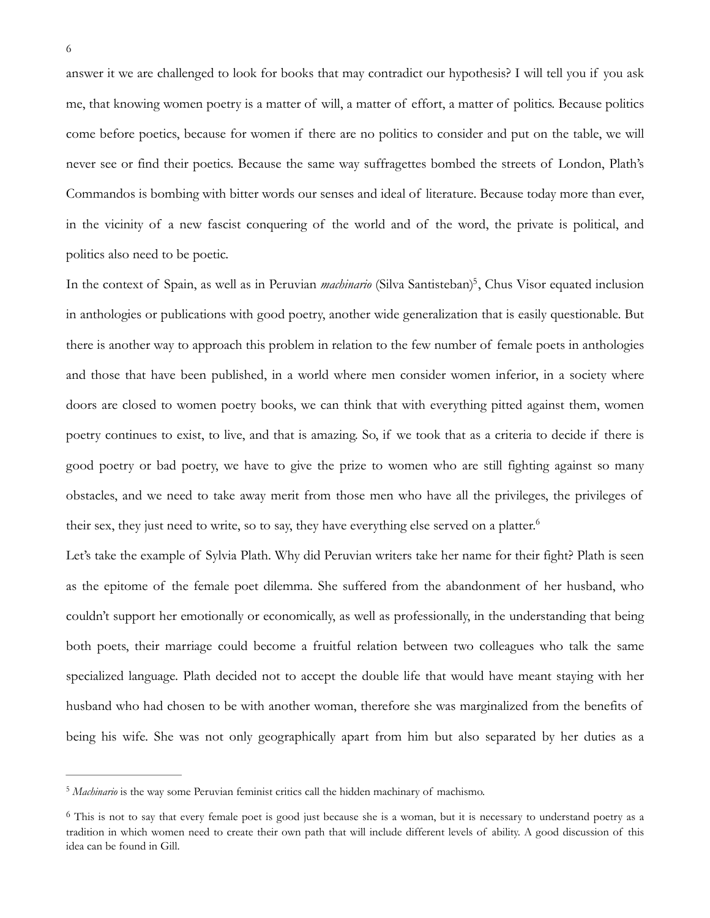answer it we are challenged to look for books that may contradict our hypothesis? I will tell you if you ask me, that knowing women poetry is a matter of will, a matter of effort, a matter of politics. Because politics come before poetics, because for women if there are no politics to consider and put on the table, we will never see or find their poetics. Because the same way suffragettes bombed the streets of London, Plath's Commandos is bombing with bitter words our senses and ideal of literature. Because today more than ever, in the vicinity of a new fascist conquering of the world and of the word, the private is political, and politics also need to be poetic.

In the context of Spain, as well as in Peruvian *machinario* (Silva Santisteban)[5], Chus Visor equated inclusion in anthologies or publications with good poetry, another wide generalization that is easily questionable. But there is another way to approach this problem in relation to the few number of female poets in anthologies and those that have been published, in a world where men consider women inferior, in a society where doors are closed to women poetry books, we can think that with everything pitted against them, women poetry continues to exist, to live, and that is amazing. So, if we took that as a criteria to decide if there is good poetry or bad poetry, we have to give the prize to women who are still fighting against so many obstacles, and we need to take away merit from those men who have all the privileges, the privileges of their sex, they just need to write, so to say, they have everything else served on a platter.[6]

Let's take the example of Sylvia Plath. Why did Peruvian writers take her name for their fight? Plath is seen as the epitome of the female poet dilemma. She suffered from the abandonment of her husband, who couldn't support her emotionally or economically, as well as professionally, in the understanding that being both poets, their marriage could become a fruitful relation between two colleagues who talk the same specialized language. Plath decided not to accept the double life that would have meant staying with her husband who had chosen to be with another woman, therefore she was marginalized from the benefits of being his wife. She was not only geographically apart from him but also separated by her duties as a

---

[5] *Machinario* is the way some Peruvian feminist critics call the hidden machinary of machismo.

[6] This is not to say that every female poet is good just because she is a woman, but it is necessary to understand poetry as a tradition in which women need to create their own path that will include different levels of ability. A good discussion of this idea can be found in Gill.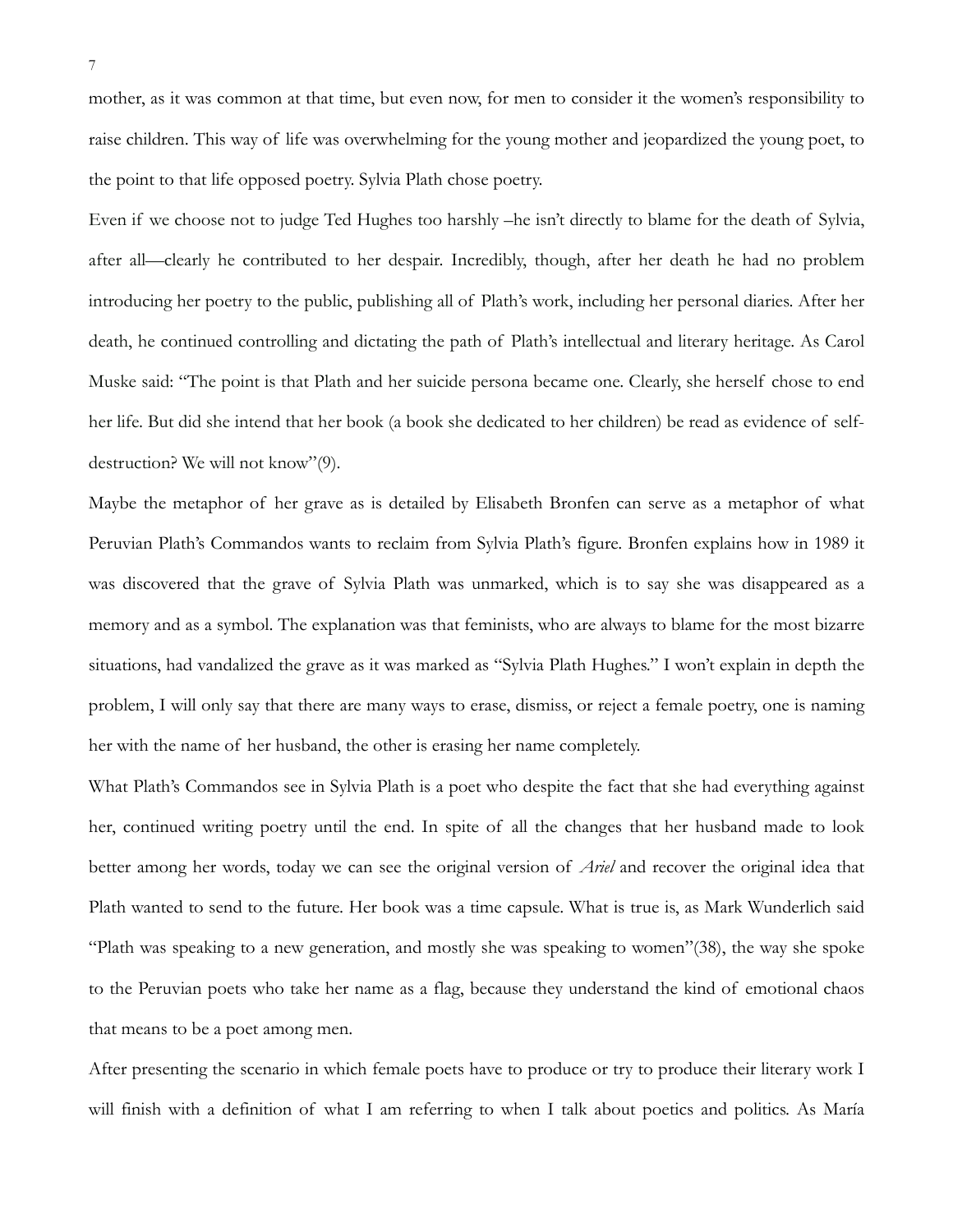mother, as it was common at that time, but even now, for men to consider it the women's responsibility to raise children. This way of life was overwhelming for the young mother and jeopardized the young poet, to the point to that life opposed poetry. Sylvia Plath chose poetry.

Even if we choose not to judge Ted Hughes too harshly –he isn't directly to blame for the death of Sylvia, after all—clearly he contributed to her despair. Incredibly, though, after her death he had no problem introducing her poetry to the public, publishing all of Plath's work, including her personal diaries. After her death, he continued controlling and dictating the path of Plath's intellectual and literary heritage. As Carol Muske said: "The point is that Plath and her suicide persona became one. Clearly, she herself chose to end her life. But did she intend that her book (a book she dedicated to her children) be read as evidence of self-destruction? We will not know"(9).

Maybe the metaphor of her grave as is detailed by Elisabeth Bronfen can serve as a metaphor of what Peruvian Plath's Commandos wants to reclaim from Sylvia Plath's figure. Bronfen explains how in 1989 it was discovered that the grave of Sylvia Plath was unmarked, which is to say she was disappeared as a memory and as a symbol. The explanation was that feminists, who are always to blame for the most bizarre situations, had vandalized the grave as it was marked as "Sylvia Plath Hughes." I won't explain in depth the problem, I will only say that there are many ways to erase, dismiss, or reject a female poetry, one is naming her with the name of her husband, the other is erasing her name completely.

What Plath's Commandos see in Sylvia Plath is a poet who despite the fact that she had everything against her, continued writing poetry until the end. In spite of all the changes that her husband made to look better among her words, today we can see the original version of *Ariel* and recover the original idea that Plath wanted to send to the future. Her book was a time capsule. What is true is, as Mark Wunderlich said "Plath was speaking to a new generation, and mostly she was speaking to women"(38), the way she spoke to the Peruvian poets who take her name as a flag, because they understand the kind of emotional chaos that means to be a poet among men.

After presenting the scenario in which female poets have to produce or try to produce their literary work I will finish with a definition of what I am referring to when I talk about poetics and politics. As María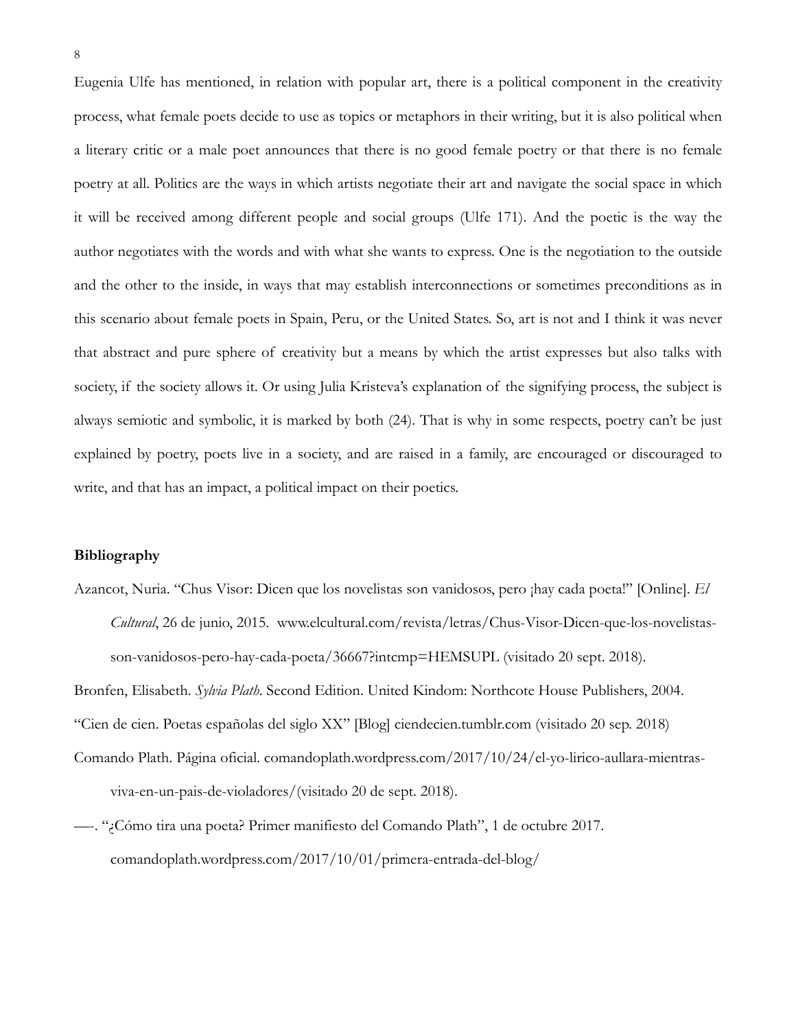Eugenia Ulfe has mentioned, in relation with popular art, there is a political component in the creativity process, what female poets decide to use as topics or metaphors in their writing, but it is also political when a literary critic or a male poet announces that there is no good female poetry or that there is no female poetry at all. Politics are the ways in which artists negotiate their art and navigate the social space in which it will be received among different people and social groups (Ulfe 171). And the poetic is the way the author negotiates with the words and with what she wants to express. One is the negotiation to the outside and the other to the inside, in ways that may establish interconnections or sometimes preconditions as in this scenario about female poets in Spain, Peru, or the United States. So, art is not and I think it was never that abstract and pure sphere of creativity but a means by which the artist expresses but also talks with society, if the society allows it. Or using Julia Kristeva's explanation of the signifying process, the subject is always semiotic and symbolic, it is marked by both (24). That is why in some respects, poetry can't be just explained by poetry, poets live in a society, and are raised in a family, are encouraged or discouraged to write, and that has an impact, a political impact on their poetics.

**Bibliography**

Azancot, Nuria. "Chus Visor: Dicen que los novelistas son vanidosos, pero ¡hay cada poeta!" [Online]. *El Cultural*, 26 de junio, 2015. www.elcultural.com/revista/letras/Chus-Visor-Dicen-que-los-novelistas-son-vanidosos-pero-hay-cada-poeta/36667?intcmp=HEMSUPL (visitado 20 sept. 2018).

Bronfen, Elisabeth. *Sylvia Plath*. Second Edition. United Kindom: Northcote House Publishers, 2004.

"Cien de cien. Poetas españolas del siglo XX" [Blog] ciendecien.tumblr.com (visitado 20 sep. 2018)

Comando Plath. Página oficial. comandoplath.wordpress.com/2017/10/24/el-yo-lirico-aullara-mientras-viva-en-un-pais-de-violadores/(visitado 20 de sept. 2018).

—-. "¿Cómo tira una poeta? Primer manifiesto del Comando Plath", 1 de octubre 2017. comandoplath.wordpress.com/2017/10/01/primera-entrada-del-blog/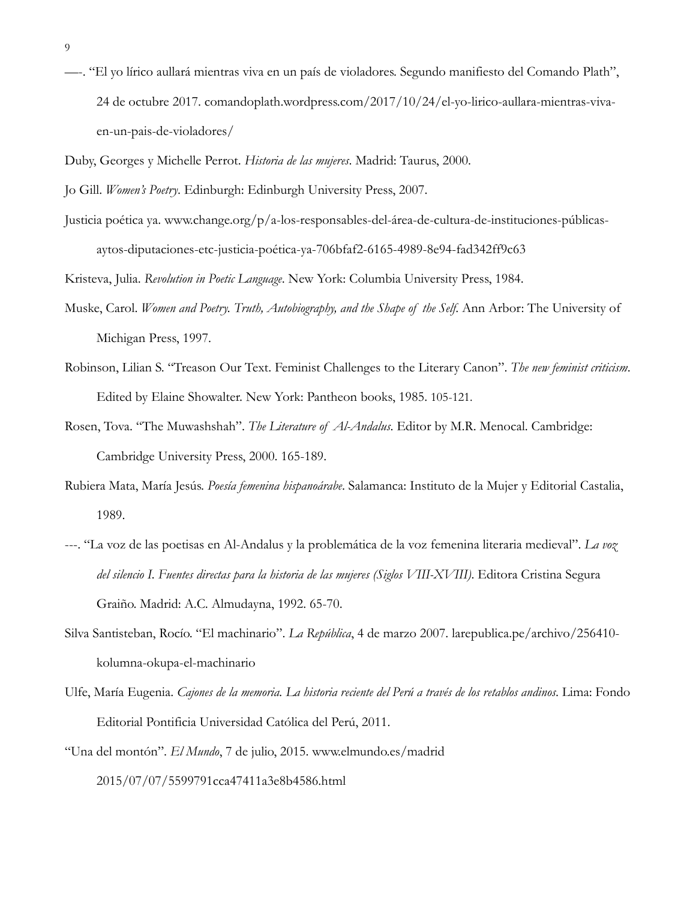—-. "El yo lírico aullará mientras viva en un país de violadores. Segundo manifiesto del Comando Plath", 24 de octubre 2017. comandoplath.wordpress.com/2017/10/24/el-yo-lirico-aullara-mientras-viva-en-un-pais-de-violadores/

Duby, Georges y Michelle Perrot. *Historia de las mujeres*. Madrid: Taurus, 2000.

Jo Gill. *Women's Poetry*. Edinburgh: Edinburgh University Press, 2007.

Justicia poética ya. www.change.org/p/a-los-responsables-del-área-de-cultura-de-instituciones-públicas-aytos-diputaciones-etc-justicia-poética-ya-706bfaf2-6165-4989-8e94-fad342ff9c63

Kristeva, Julia. *Revolution in Poetic Language*. New York: Columbia University Press, 1984.

Muske, Carol. *Women and Poetry. Truth, Autobiography, and the Shape of the Self.* Ann Arbor: The University of Michigan Press, 1997.

Robinson, Lilian S. "Treason Our Text. Feminist Challenges to the Literary Canon". *The new feminist criticism*. Edited by Elaine Showalter. New York: Pantheon books, 1985. 105-121.

Rosen, Tova. "The Muwashshah". *The Literature of Al-Andalus*. Editor by M.R. Menocal. Cambridge: Cambridge University Press, 2000. 165-189.

Rubiera Mata, María Jesús. *Poesía femenina hispanoárabe*. Salamanca: Instituto de la Mujer y Editorial Castalia, 1989.

---. "La voz de las poetisas en Al-Andalus y la problemática de la voz femenina literaria medieval". *La voz del silencio I. Fuentes directas para la historia de las mujeres (Siglos VIII-XVIII)*. Editora Cristina Segura Graiño. Madrid: A.C. Almudayna, 1992. 65-70.

Silva Santisteban, Rocío. "El machinario". *La República*, 4 de marzo 2007. larepublica.pe/archivo/256410-kolumna-okupa-el-machinario

Ulfe, María Eugenia. *Cajones de la memoria. La historia reciente del Perú a través de los retablos andinos*. Lima: Fondo Editorial Pontificia Universidad Católica del Perú, 2011.

"Una del montón". *El Mundo*, 7 de julio, 2015. www.elmundo.es/madrid 2015/07/07/5599791cca47411a3e8b4586.html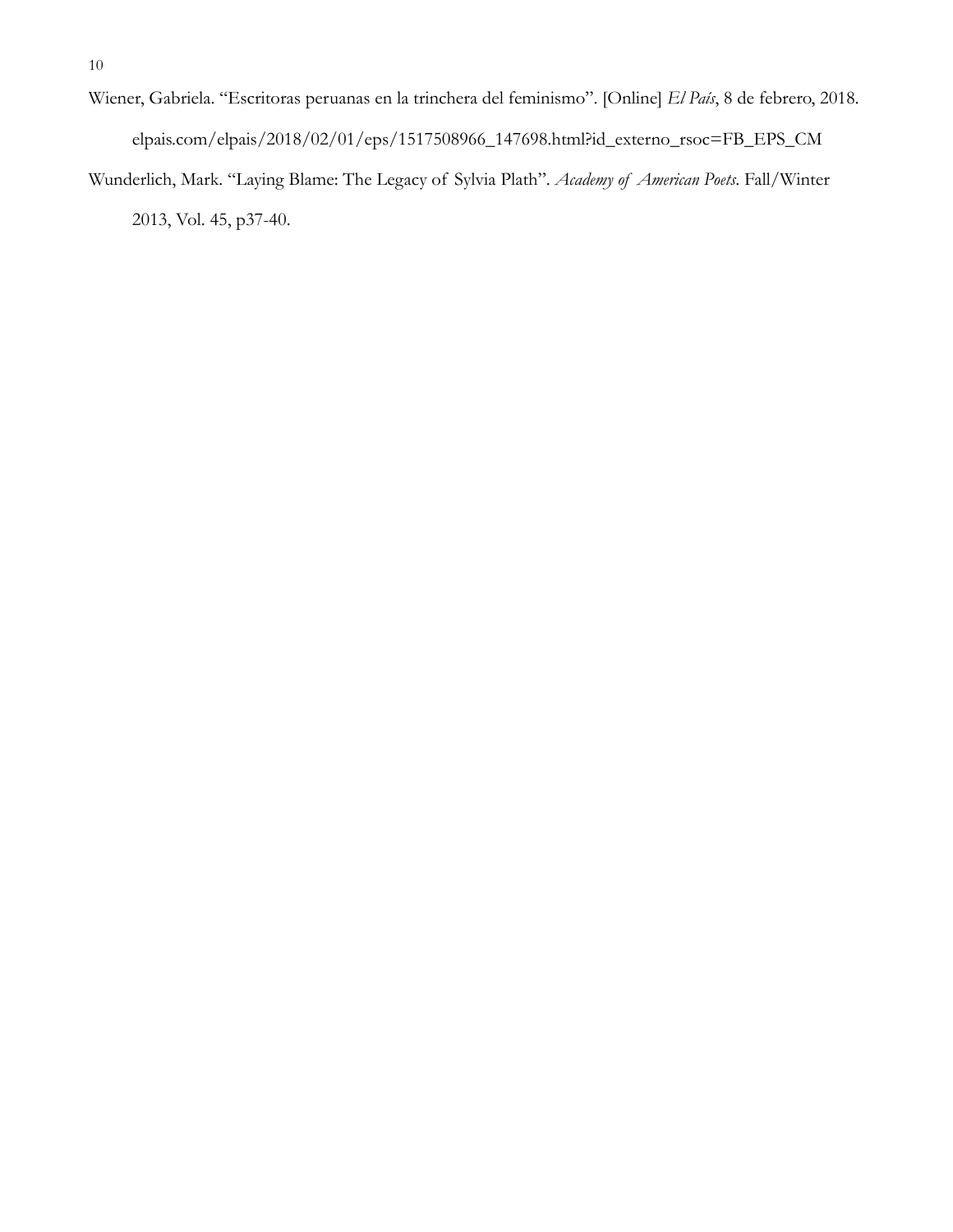Wiener, Gabriela. "Escritoras peruanas en la trinchera del feminismo". [Online] *El País*, 8 de febrero, 2018. elpais.com/elpais/2018/02/01/eps/1517508966_147698.html?id_externo_rsoc=FB_EPS_CM

Wunderlich, Mark. "Laying Blame: The Legacy of Sylvia Plath". *Academy of American Poets*. Fall/Winter 2013, Vol. 45, p37-40.